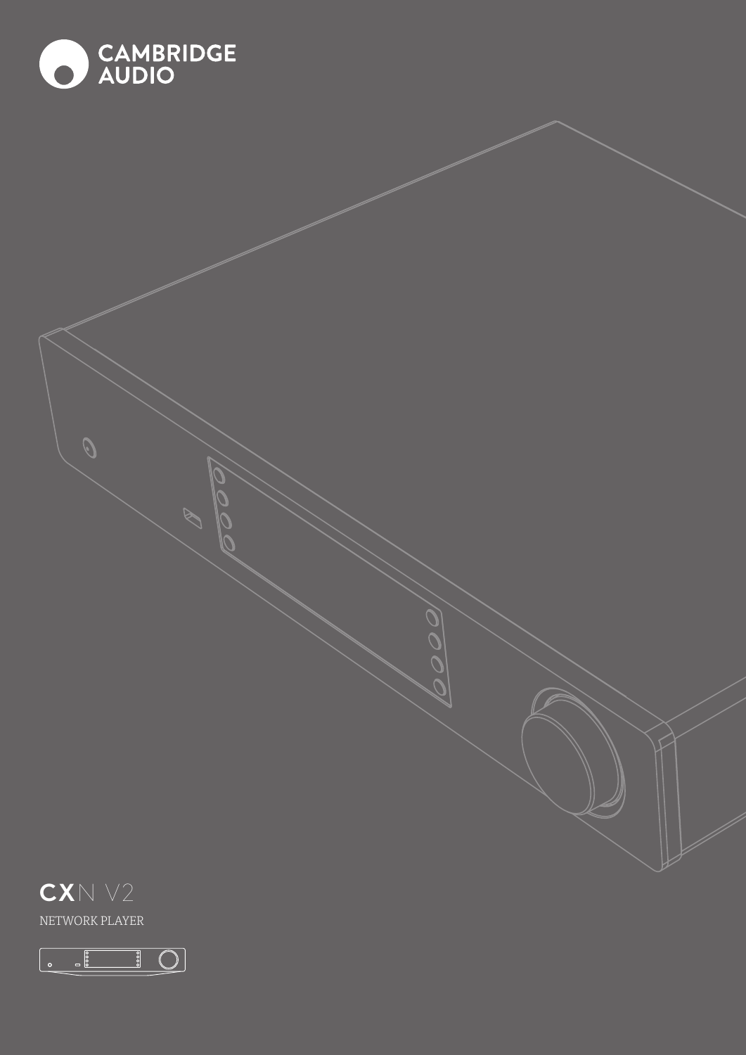CAMBRIDGE AUDIO

# CXN V2

NETWORK PLAYER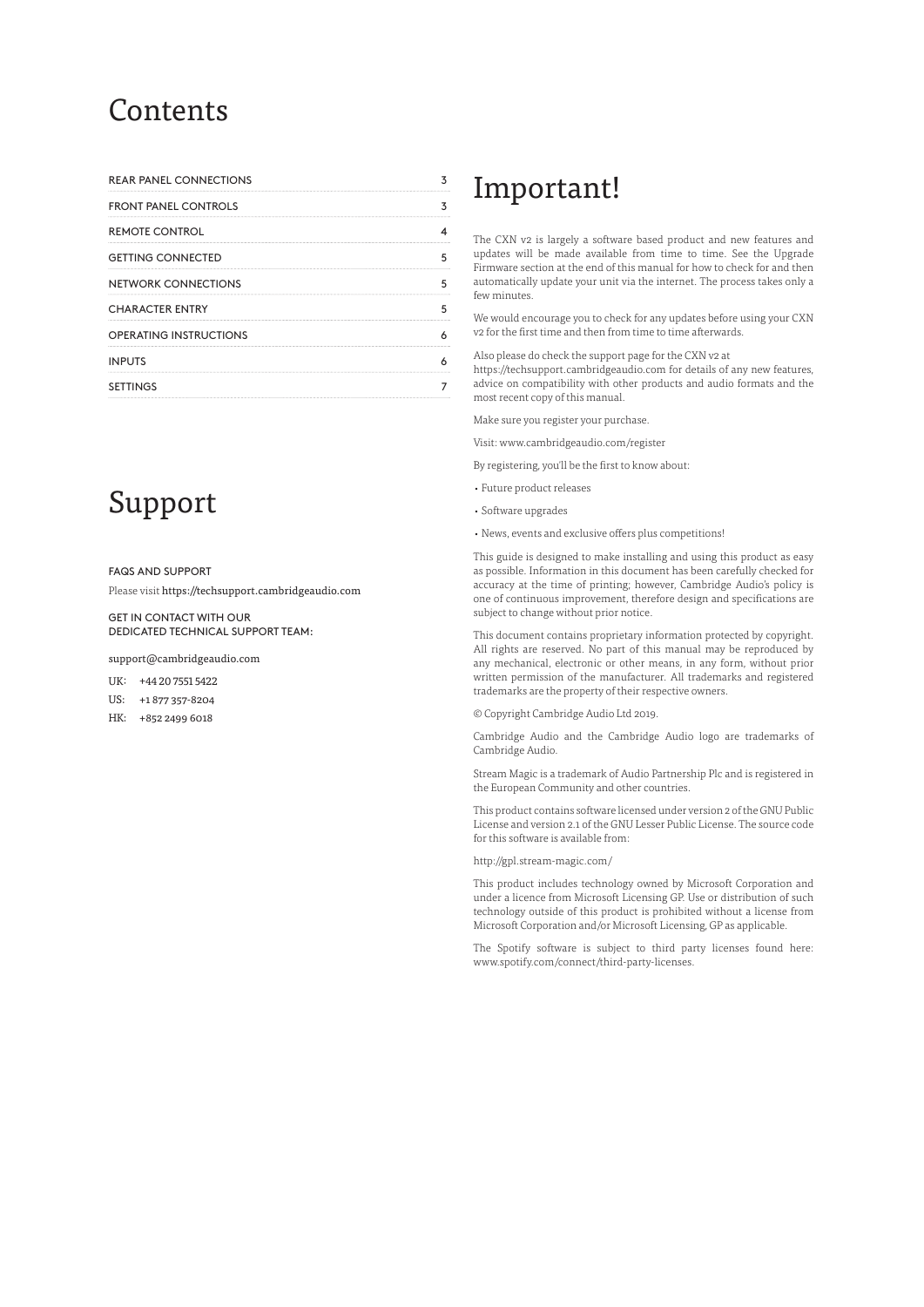# Contents

| | |
|---|---|
| REAR PANEL CONNECTIONS | 3 |
| FRONT PANEL CONTROLS | 3 |
| REMOTE CONTROL | 4 |
| GETTING CONNECTED | 5 |
| NETWORK CONNECTIONS | 5 |
| CHARACTER ENTRY | 5 |
| OPERATING INSTRUCTIONS | 6 |
| INPUTS | 6 |
| SETTINGS | 7 |

# Support

FAQS AND SUPPORT

Please visit https://techsupport.cambridgeaudio.com

GET IN CONTACT WITH OUR DEDICATED TECHNICAL SUPPORT TEAM:

support@cambridgeaudio.com

UK: +44 20 7551 5422

US: +1 877 357-8204

HK: +852 2499 6018

# Important!

The CXN v2 is largely a software based product and new features and updates will be made available from time to time. See the Upgrade Firmware section at the end of this manual for how to check for and then automatically update your unit via the internet. The process takes only a few minutes.

We would encourage you to check for any updates before using your CXN v2 for the first time and then from time to time afterwards.

Also please do check the support page for the CXN v2 at https://techsupport.cambridgeaudio.com for details of any new features, advice on compatibility with other products and audio formats and the most recent copy of this manual.

Make sure you register your purchase.

Visit: www.cambridgeaudio.com/register

By registering, you'll be the first to know about:

- Future product releases
- Software upgrades
- News, events and exclusive offers plus competitions!

This guide is designed to make installing and using this product as easy as possible. Information in this document has been carefully checked for accuracy at the time of printing; however, Cambridge Audio's policy is one of continuous improvement, therefore design and specifications are subject to change without prior notice.

This document contains proprietary information protected by copyright. All rights are reserved. No part of this manual may be reproduced by any mechanical, electronic or other means, in any form, without prior written permission of the manufacturer. All trademarks and registered trademarks are the property of their respective owners.

© Copyright Cambridge Audio Ltd 2019.

Cambridge Audio and the Cambridge Audio logo are trademarks of Cambridge Audio.

Stream Magic is a trademark of Audio Partnership Plc and is registered in the European Community and other countries.

This product contains software licensed under version 2 of the GNU Public License and version 2.1 of the GNU Lesser Public License. The source code for this software is available from:

http://gpl.stream-magic.com/

This product includes technology owned by Microsoft Corporation and under a licence from Microsoft Licensing GP. Use or distribution of such technology outside of this product is prohibited without a license from Microsoft Corporation and/or Microsoft Licensing, GP as applicable.

The Spotify software is subject to third party licenses found here: www.spotify.com/connect/third-party-licenses.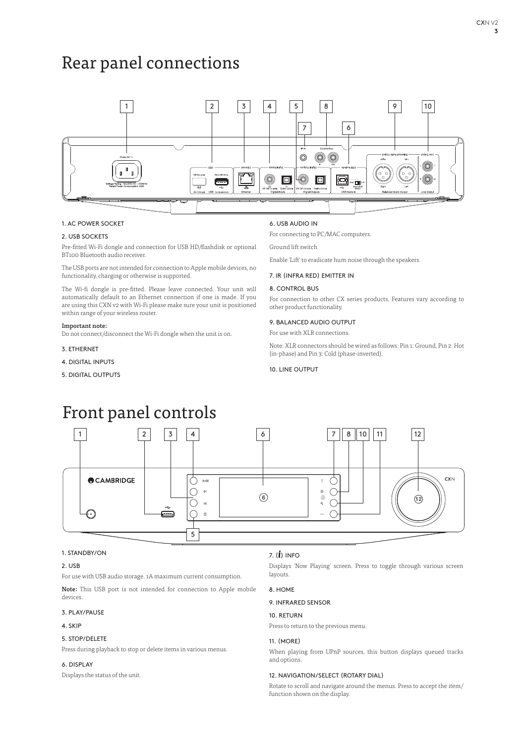# Rear panel connections

### 1. AC POWER SOCKET

### 2. USB SOCKETS

Pre-fitted Wi-Fi dongle and connection for USB HD/flashdisk or optional BT100 Bluetooth audio receiver.

The USB ports are not intended for connection to Apple mobile devices, no functionality, charging or otherwise is supported.

The Wi-fi dongle is pre-fitted. Please leave connected. Your unit will automatically default to an Ethernet connection if one is made. If you are using this CXN v2 with Wi-Fi please make sure your unit is positioned within range of your wireless router.

**Important note:**

Do not connect/disconnect the Wi-Fi dongle when the unit is on.

### 3. ETHERNET

### 4. DIGITAL INPUTS

### 5. DIGITAL OUTPUTS

### 6. USB AUDIO IN

For connecting to PC/MAC computers.

Ground lift switch

Enable 'Lift' to eradicate hum noise through the speakers.

### 7. IR (INFRA RED) EMITTER IN

### 8. CONTROL BUS

For connection to other CX series products. Features vary according to other product functionality.

### 9. BALANCED AUDIO OUTPUT

For use with XLR connections.

Note: XLR connectors should be wired as follows: Pin 1: Ground, Pin 2: Hot (in-phase) and Pin 3: Cold (phase-inverted).

### 10. LINE OUTPUT

# Front panel controls

### 1. STANDBY/ON

### 2. USB

For use with USB audio storage. 1A maximum current consumption.

**Note:** This USB port is not intended for connection to Apple mobile devices.

### 3. PLAY/PAUSE

### 4. SKIP

### 5. STOP/DELETE

Press during playback to stop or delete items in various menus.

### 6. DISPLAY

Displays the status of the unit.

### 7. (i) INFO

Displays 'Now Playing' screen. Press to toggle through various screen layouts.

### 8. HOME

### 9. INFRARED SENSOR

### 10. RETURN

Press to return to the previous menu.

### 11. (MORE)

When playing from UPnP sources, this button displays queued tracks and options.

### 12. NAVIGATION/SELECT (ROTARY DIAL)

Rotate to scroll and navigate around the menus. Press to accept the item/function shown on the display.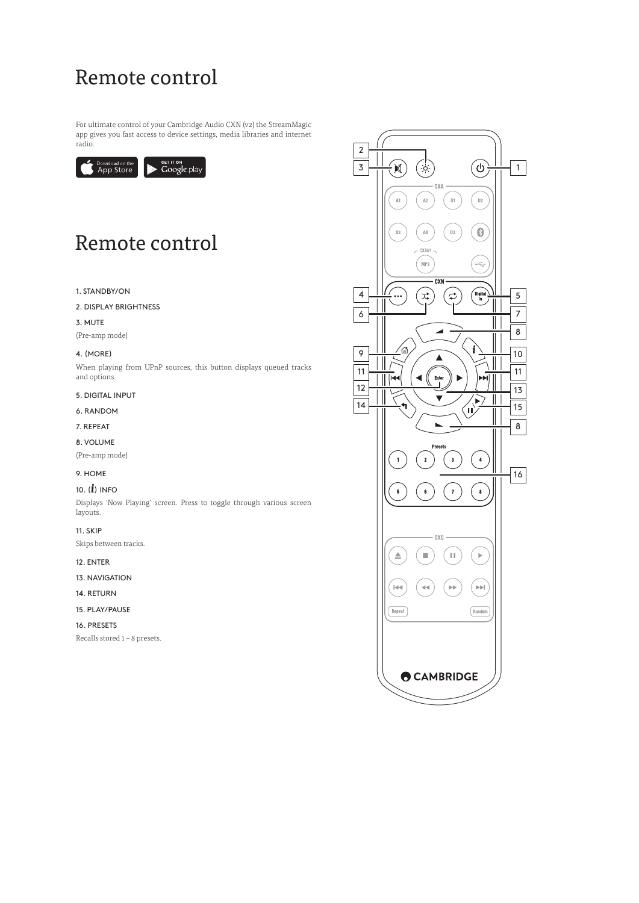# Remote control

For ultimate control of your Cambridge Audio CXN (v2) the StreamMagic app gives you fast access to device settings, media libraries and internet radio.

# Remote control

1. STANDBY/ON

2. DISPLAY BRIGHTNESS

3. MUTE

(Pre-amp mode)

4. (MORE)

When playing from UPnP sources, this button displays queued tracks and options.

5. DIGITAL INPUT

6. RANDOM

7. REPEAT

8. VOLUME

(Pre-amp mode)

9. HOME

10. (*i*) INFO

Displays 'Now Playing' screen. Press to toggle through various screen layouts.

11. SKIP

Skips between tracks.

12. ENTER

13. NAVIGATION

14. RETURN

15. PLAY/PAUSE

16. PRESETS

Recalls stored 1 – 8 presets.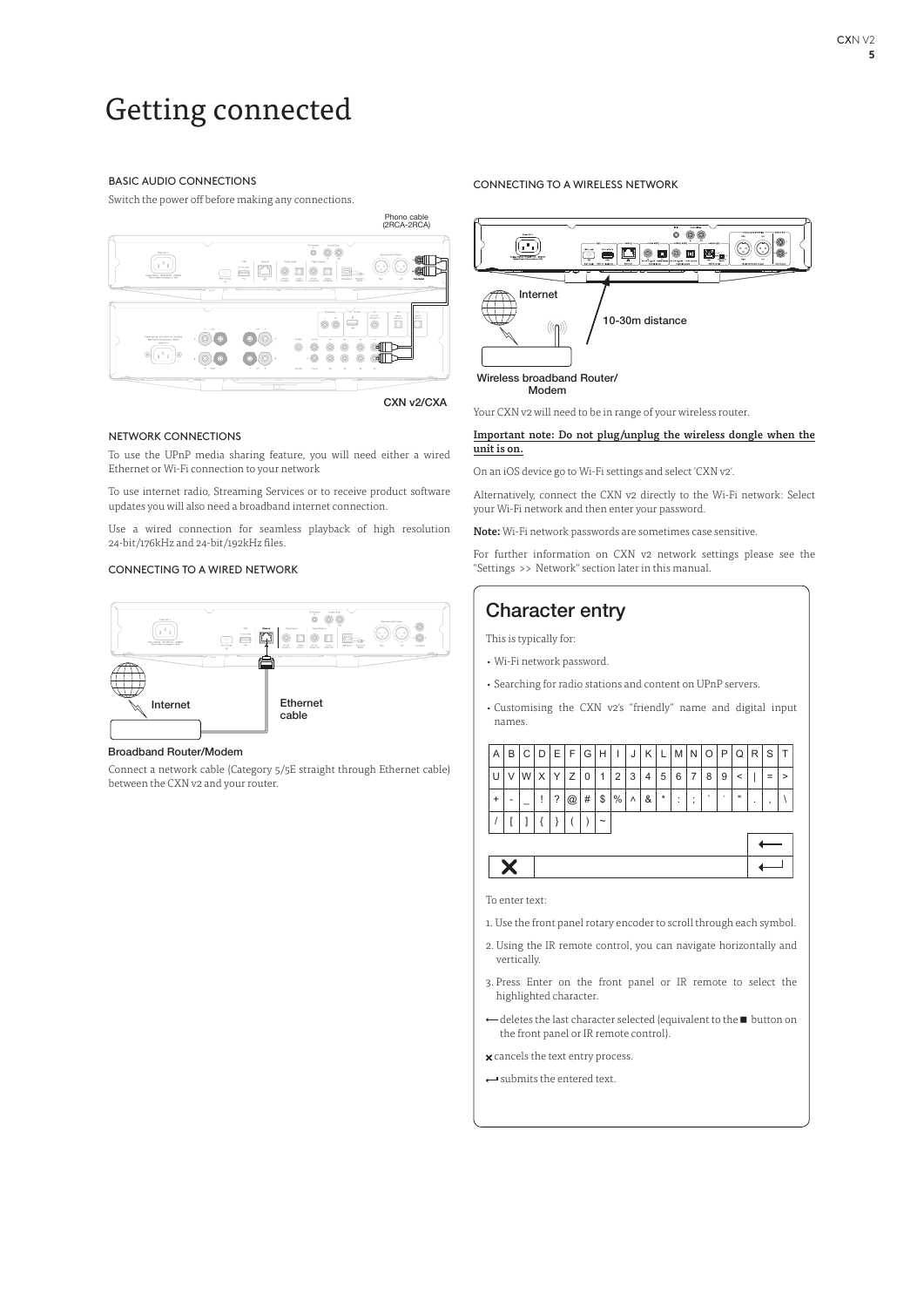# Getting connected

## BASIC AUDIO CONNECTIONS

Switch the power off before making any connections.

Phono cable (2RCA-2RCA)

CXN v2/CXA

## NETWORK CONNECTIONS

To use the UPnP media sharing feature, you will need either a wired Ethernet or Wi-Fi connection to your network

To use internet radio, Streaming Services or to receive product software updates you will also need a broadband internet connection.

Use a wired connection for seamless playback of high resolution 24-bit/176kHz and 24-bit/192kHz files.

## CONNECTING TO A WIRED NETWORK

Internet

Ethernet cable

Broadband Router/Modem

Connect a network cable (Category 5/5E straight through Ethernet cable) between the CXN v2 and your router.

## CONNECTING TO A WIRELESS NETWORK

Internet

10-30m distance

Wireless broadband Router/ Modem

Your CXN v2 will need to be in range of your wireless router.

**Important note: Do not plug/unplug the wireless dongle when the unit is on.**

On an iOS device go to Wi-Fi settings and select 'CXN v2'.

Alternatively, connect the CXN v2 directly to the Wi-Fi network: Select your Wi-Fi network and then enter your password.

**Note:** Wi-Fi network passwords are sometimes case sensitive.

For further information on CXN v2 network settings please see the "Settings >> Network" section later in this manual.

## Character entry

This is typically for:

- Wi-Fi network password.
- Searching for radio stations and content on UPnP servers.
- Customising the CXN v2's "friendly" name and digital input names.

| A | B | C | D | E | F | G | H | I | J | K | L | M | N | O | P | Q | R | S | T |
|---|---|---|---|---|---|---|---|---|---|---|---|---|---|---|---|---|---|---|---|
| U | V | W | X | Y | Z | 0 | 1 | 2 | 3 | 4 | 5 | 6 | 7 | 8 | 9 | < | \| | = | > |
| + | - | _ | ! | ? | @ | # | $ | % | ^ | & | * | : | ; | ` | ' | " | . | , | \ |
| / | [ | ] | { | } | ( | ) | ~ | | | | | | | | | | | | |

To enter text:

1. Use the front panel rotary encoder to scroll through each symbol.
2. Using the IR remote control, you can navigate horizontally and vertically.
3. Press Enter on the front panel or IR remote to select the highlighted character.

← deletes the last character selected (equivalent to the ■ button on the front panel or IR remote control).

✕ cancels the text entry process.

↵ submits the entered text.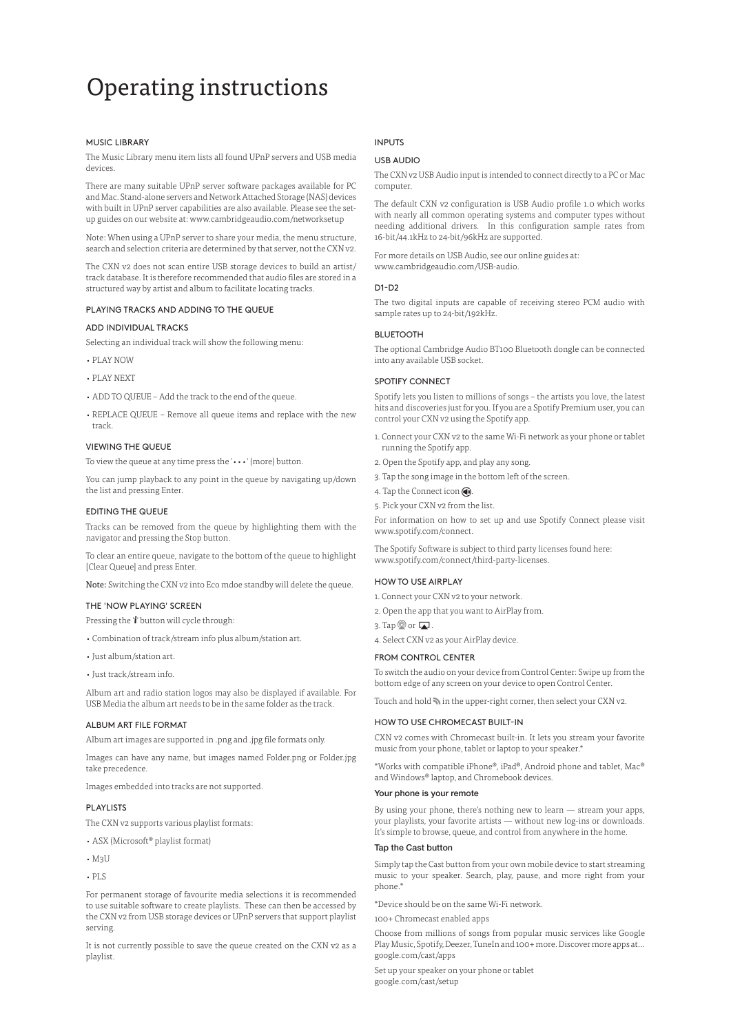# Operating instructions

## MUSIC LIBRARY

The Music Library menu item lists all found UPnP servers and USB media devices.

There are many suitable UPnP server software packages available for PC and Mac. Stand-alone servers and Network Attached Storage (NAS) devices with built in UPnP server capabilities are also available. Please see the set-up guides on our website at: www.cambridgeaudio.com/networksetup

Note: When using a UPnP server to share your media, the menu structure, search and selection criteria are determined by that server, not the CXN v2.

The CXN v2 does not scan entire USB storage devices to build an artist/track database. It is therefore recommended that audio files are stored in a structured way by artist and album to facilitate locating tracks.

## PLAYING TRACKS AND ADDING TO THE QUEUE

### ADD INDIVIDUAL TRACKS

Selecting an individual track will show the following menu:

- PLAY NOW
- PLAY NEXT
- ADD TO QUEUE – Add the track to the end of the queue.
- REPLACE QUEUE – Remove all queue items and replace with the new track.

### VIEWING THE QUEUE

To view the queue at any time press the '•••' (more) button.

You can jump playback to any point in the queue by navigating up/down the list and pressing Enter.

### EDITING THE QUEUE

Tracks can be removed from the queue by highlighting them with the navigator and pressing the Stop button.

To clear an entire queue, navigate to the bottom of the queue to highlight [Clear Queue] and press Enter.

**Note:** Switching the CXN v2 into Eco mdoe standby will delete the queue.

### THE 'NOW PLAYING' SCREEN

Pressing the '*i*' button will cycle through:

- Combination of track/stream info plus album/station art.
- Just album/station art.
- Just track/stream info.

Album art and radio station logos may also be displayed if available. For USB Media the album art needs to be in the same folder as the track.

### ALBUM ART FILE FORMAT

Album art images are supported in .png and .jpg file formats only.

Images can have any name, but images named Folder.png or Folder.jpg take precedence.

Images embedded into tracks are not supported.

### PLAYLISTS

The CXN v2 supports various playlist formats:

- ASX (Microsoft® playlist format)
- M3U
- PLS

For permanent storage of favourite media selections it is recommended to use suitable software to create playlists. These can then be accessed by the CXN v2 from USB storage devices or UPnP servers that support playlist serving.

It is not currently possible to save the queue created on the CXN v2 as a playlist.

## INPUTS

### USB AUDIO

The CXN v2 USB Audio input is intended to connect directly to a PC or Mac computer.

The default CXN v2 configuration is USB Audio profile 1.0 which works with nearly all common operating systems and computer types without needing additional drivers. In this configuration sample rates from 16-bit/44.1kHz to 24-bit/96kHz are supported.

For more details on USB Audio, see our online guides at: www.cambridgeaudio.com/USB-audio.

### D1-D2

The two digital inputs are capable of receiving stereo PCM audio with sample rates up to 24-bit/192kHz.

### BLUETOOTH

The optional Cambridge Audio BT100 Bluetooth dongle can be connected into any available USB socket.

### SPOTIFY CONNECT

Spotify lets you listen to millions of songs – the artists you love, the latest hits and discoveries just for you. If you are a Spotify Premium user, you can control your CXN v2 using the Spotify app.

1. Connect your CXN v2 to the same Wi-Fi network as your phone or tablet running the Spotify app.
2. Open the Spotify app, and play any song.
3. Tap the song image in the bottom left of the screen.
4. Tap the Connect icon.
5. Pick your CXN v2 from the list.

For information on how to set up and use Spotify Connect please visit www.spotify.com/connect.

The Spotify Software is subject to third party licenses found here: www.spotify.com/connect/third-party-licenses.

### HOW TO USE AIRPLAY

1. Connect your CXN v2 to your network.
2. Open the app that you want to AirPlay from.
3. Tap or .
4. Select CXN v2 as your AirPlay device.

### FROM CONTROL CENTER

To switch the audio on your device from Control Center: Swipe up from the bottom edge of any screen on your device to open Control Center.

Touch and hold in the upper-right corner, then select your CXN v2.

### HOW TO USE CHROMECAST BUILT-IN

CXN v2 comes with Chromecast built-in. It lets you stream your favorite music from your phone, tablet or laptop to your speaker.*

*Works with compatible iPhone®, iPad®, Android phone and tablet, Mac® and Windows® laptop, and Chromebook devices.

**Your phone is your remote**

By using your phone, there's nothing new to learn — stream your apps, your playlists, your favorite artists — without new log-ins or downloads. It's simple to browse, queue, and control from anywhere in the home.

**Tap the Cast button**

Simply tap the Cast button from your own mobile device to start streaming music to your speaker. Search, play, pause, and more right from your phone.*

*Device should be on the same Wi-Fi network.

100+ Chromecast enabled apps

Choose from millions of songs from popular music services like Google Play Music, Spotify, Deezer, TuneIn and 100+ more. Discover more apps at... google.com/cast/apps

Set up your speaker on your phone or tablet
google.com/cast/setup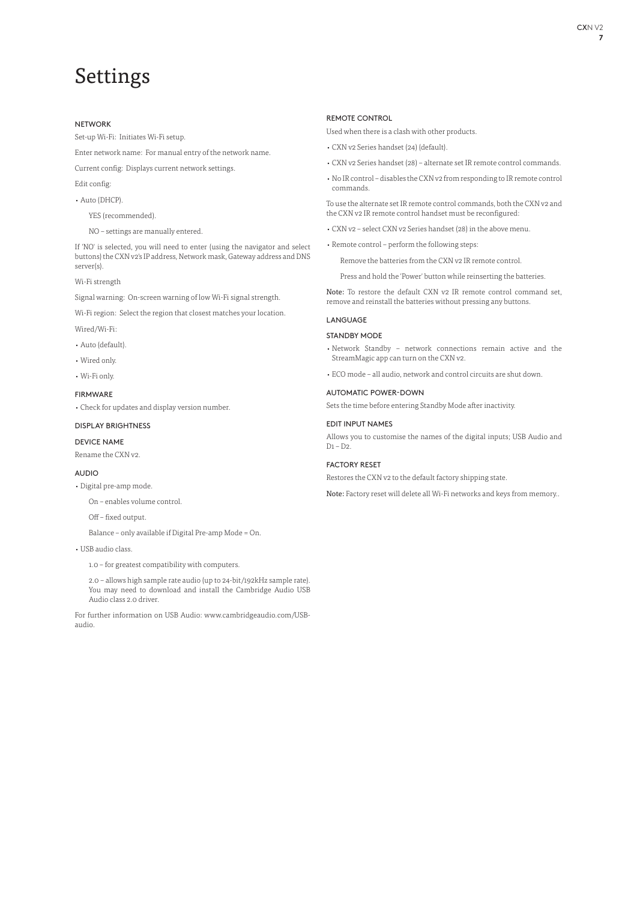# Settings

### NETWORK

Set-up Wi-Fi: Initiates Wi-Fi setup.

Enter network name: For manual entry of the network name.

Current config: Displays current network settings.

Edit config:

- Auto (DHCP).

  YES (recommended).

  NO – settings are manually entered.

If 'NO' is selected, you will need to enter (using the navigator and select buttons) the CXN v2's IP address, Network mask, Gateway address and DNS server(s).

Wi-Fi strength

Signal warning: On-screen warning of low Wi-Fi signal strength.

Wi-Fi region: Select the region that closest matches your location.

Wired/Wi-Fi:

- Auto (default).
- Wired only.
- Wi-Fi only.

### FIRMWARE

- Check for updates and display version number.

### DISPLAY BRIGHTNESS

### DEVICE NAME

Rename the CXN v2.

### AUDIO

- Digital pre-amp mode.

  On – enables volume control.

  Off – fixed output.

  Balance – only available if Digital Pre-amp Mode = On.

- USB audio class.

  1.0 – for greatest compatibility with computers.

  2.0 – allows high sample rate audio (up to 24-bit/192kHz sample rate). You may need to download and install the Cambridge Audio USB Audio class 2.0 driver.

For further information on USB Audio: www.cambridgeaudio.com/USB-audio.

### REMOTE CONTROL

Used when there is a clash with other products.

- CXN v2 Series handset (24) (default).
- CXN v2 Series handset (28) – alternate set IR remote control commands.
- No IR control – disables the CXN v2 from responding to IR remote control commands.

To use the alternate set IR remote control commands, both the CXN v2 and the CXN v2 IR remote control handset must be reconfigured:

- CXN v2 – select CXN v2 Series handset (28) in the above menu.
- Remote control – perform the following steps:

  Remove the batteries from the CXN v2 IR remote control.

  Press and hold the 'Power' button while reinserting the batteries.

**Note:** To restore the default CXN v2 IR remote control command set, remove and reinstall the batteries without pressing any buttons.

### LANGUAGE

### STANDBY MODE

- Network Standby – network connections remain active and the StreamMagic app can turn on the CXN v2.
- ECO mode – all audio, network and control circuits are shut down.

### AUTOMATIC POWER-DOWN

Sets the time before entering Standby Mode after inactivity.

### EDIT INPUT NAMES

Allows you to customise the names of the digital inputs; USB Audio and D1 – D2.

### FACTORY RESET

Restores the CXN v2 to the default factory shipping state.

**Note:** Factory reset will delete all Wi-Fi networks and keys from memory..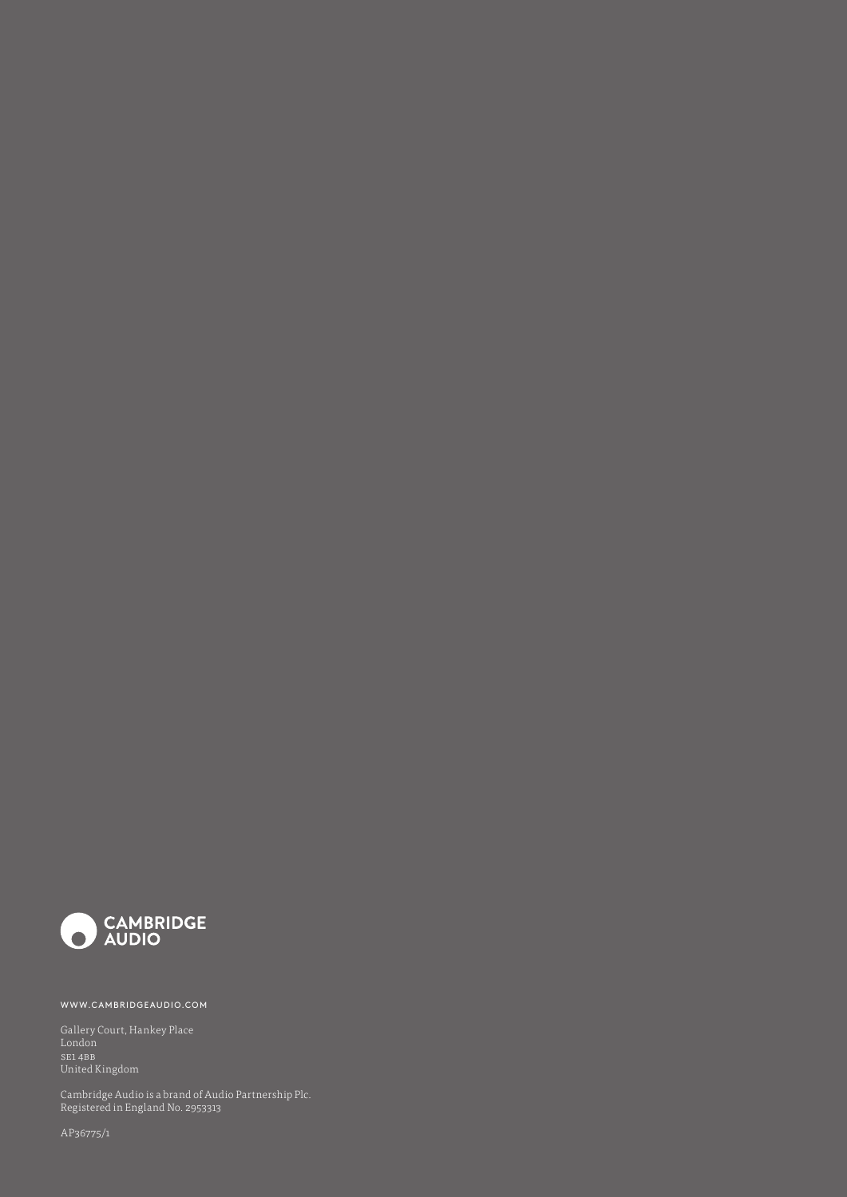CAMBRIDGE
AUDIO

WWW.CAMBRIDGEAUDIO.COM

Gallery Court, Hankey Place
London
SE1 4BB
United Kingdom

Cambridge Audio is a brand of Audio Partnership Plc.
Registered in England No. 2953313

AP36775/1